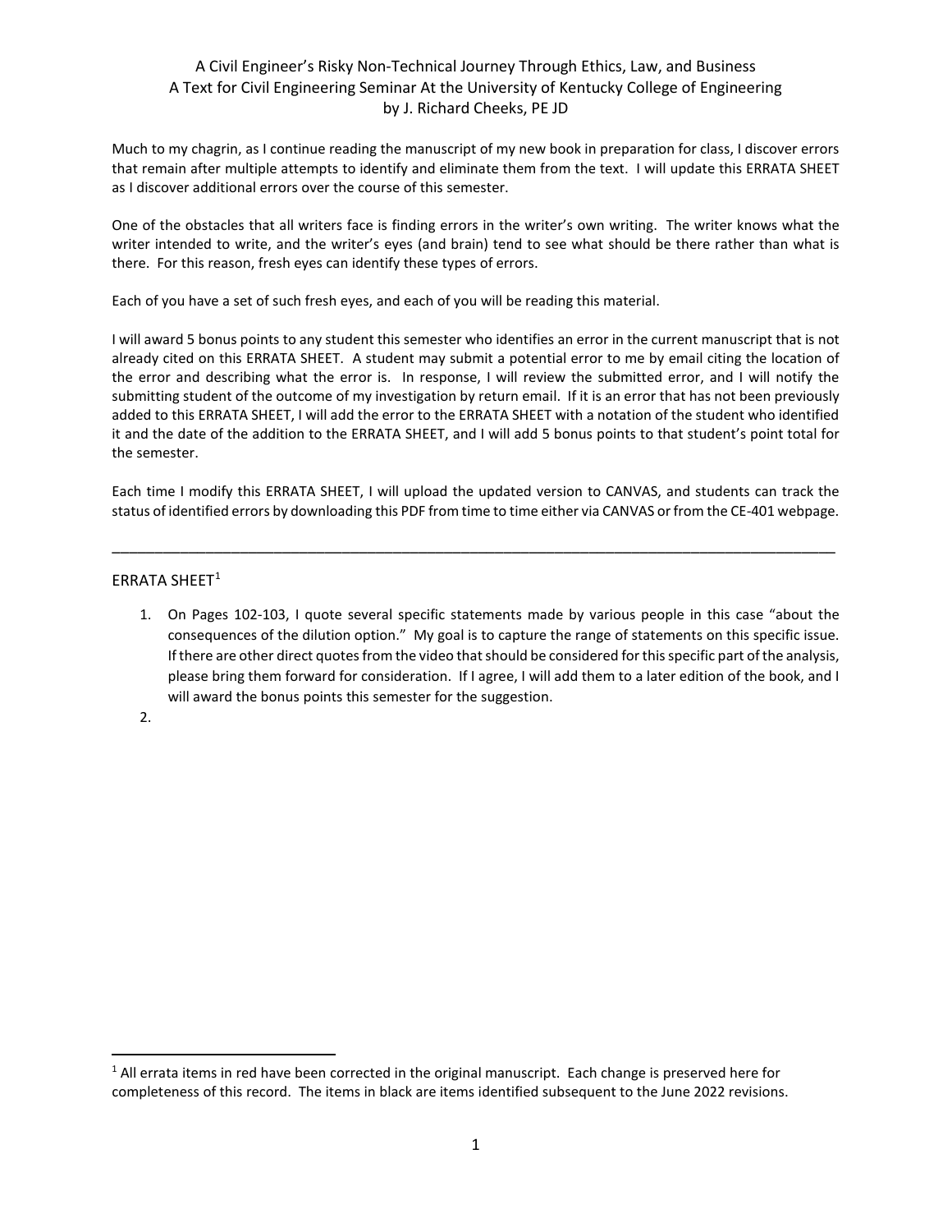A Civil Engineer's Risky Non-Technical Journey Through Ethics, Law, and Business
A Text for Civil Engineering Seminar At the University of Kentucky College of Engineering
by J. Richard Cheeks, PE JD

Much to my chagrin, as I continue reading the manuscript of my new book in preparation for class, I discover errors that remain after multiple attempts to identify and eliminate them from the text. I will update this ERRATA SHEET as I discover additional errors over the course of this semester.

One of the obstacles that all writers face is finding errors in the writer's own writing. The writer knows what the writer intended to write, and the writer's eyes (and brain) tend to see what should be there rather than what is there. For this reason, fresh eyes can identify these types of errors.

Each of you have a set of such fresh eyes, and each of you will be reading this material.

I will award 5 bonus points to any student this semester who identifies an error in the current manuscript that is not already cited on this ERRATA SHEET. A student may submit a potential error to me by email citing the location of the error and describing what the error is. In response, I will review the submitted error, and I will notify the submitting student of the outcome of my investigation by return email. If it is an error that has not been previously added to this ERRATA SHEET, I will add the error to the ERRATA SHEET with a notation of the student who identified it and the date of the addition to the ERRATA SHEET, and I will add 5 bonus points to that student's point total for the semester.

Each time I modify this ERRATA SHEET, I will upload the updated version to CANVAS, and students can track the status of identified errors by downloading this PDF from time to time either via CANVAS or from the CE-401 webpage.

---

## ERRATA SHEET[1]

1. On Pages 102-103, I quote several specific statements made by various people in this case "about the consequences of the dilution option." My goal is to capture the range of statements on this specific issue. If there are other direct quotes from the video that should be considered for this specific part of the analysis, please bring them forward for consideration. If I agree, I will add them to a later edition of the book, and I will award the bonus points this semester for the suggestion.
2.

---

[1] All errata items in red have been corrected in the original manuscript. Each change is preserved here for completeness of this record. The items in black are items identified subsequent to the June 2022 revisions.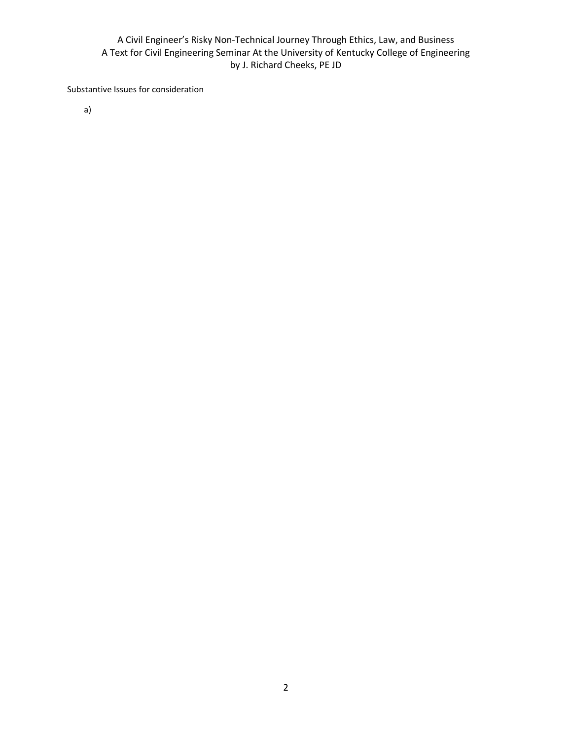Substantive Issues for consideration

a)